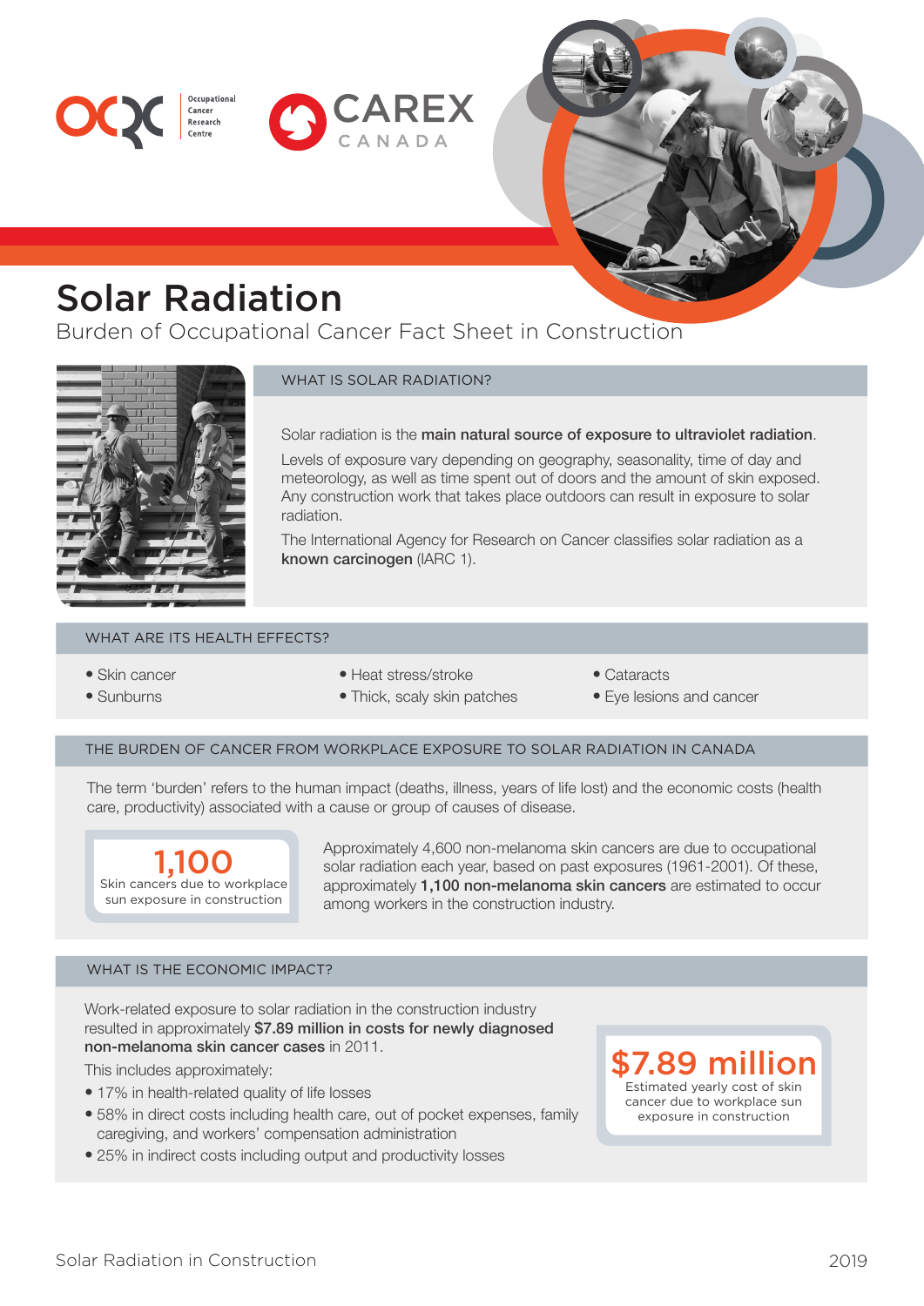Occupational Cancer Research Centre

CAREX CANADA

# Solar Radiation

Burden of Occupational Cancer Fact Sheet in Construction

## WHAT IS SOLAR RADIATION?

Solar radiation is the **main natural source of exposure to ultraviolet radiation**.

Levels of exposure vary depending on geography, seasonality, time of day and meteorology, as well as time spent out of doors and the amount of skin exposed. Any construction work that takes place outdoors can result in exposure to solar radiation.

The International Agency for Research on Cancer classifies solar radiation as a **known carcinogen** (IARC 1).

## WHAT ARE ITS HEALTH EFFECTS?

- Skin cancer
- Sunburns
- Heat stress/stroke
- Thick, scaly skin patches
- Cataracts
- Eye lesions and cancer

## THE BURDEN OF CANCER FROM WORKPLACE EXPOSURE TO SOLAR RADIATION IN CANADA

The term 'burden' refers to the human impact (deaths, illness, years of life lost) and the economic costs (health care, productivity) associated with a cause or group of causes of disease.

**1,100**
Skin cancers due to workplace sun exposure in construction

Approximately 4,600 non-melanoma skin cancers are due to occupational solar radiation each year, based on past exposures (1961-2001). Of these, approximately **1,100 non-melanoma skin cancers** are estimated to occur among workers in the construction industry.

## WHAT IS THE ECONOMIC IMPACT?

Work-related exposure to solar radiation in the construction industry resulted in approximately **$7.89 million in costs for newly diagnosed non-melanoma skin cancer cases** in 2011.

This includes approximately:

- 17% in health-related quality of life losses
- 58% in direct costs including health care, out of pocket expenses, family caregiving, and workers' compensation administration
- 25% in indirect costs including output and productivity losses

**$7.89 million**
Estimated yearly cost of skin cancer due to workplace sun exposure in construction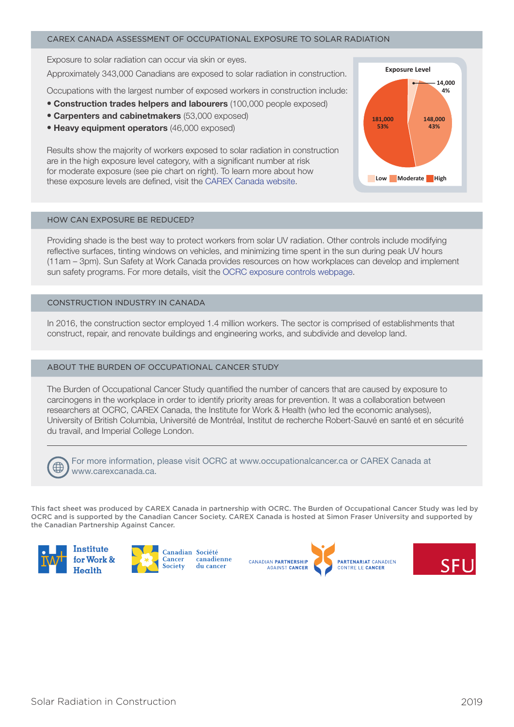## CAREX CANADA ASSESSMENT OF OCCUPATIONAL EXPOSURE TO SOLAR RADIATION

Exposure to solar radiation can occur via skin or eyes.

Approximately 343,000 Canadians are exposed to solar radiation in construction.

Occupations with the largest number of exposed workers in construction include:

- **Construction trades helpers and labourers** (100,000 people exposed)
- **Carpenters and cabinetmakers** (53,000 exposed)
- **Heavy equipment operators** (46,000 exposed)

Results show the majority of workers exposed to solar radiation in construction are in the high exposure level category, with a significant number at risk for moderate exposure (see pie chart on right). To learn more about how these exposure levels are defined, visit the CAREX Canada website.

Exposure Level

14,000
4%

181,000
53%

148,000
43%

Low Moderate High

## HOW CAN EXPOSURE BE REDUCED?

Providing shade is the best way to protect workers from solar UV radiation. Other controls include modifying reflective surfaces, tinting windows on vehicles, and minimizing time spent in the sun during peak UV hours (11am – 3pm). Sun Safety at Work Canada provides resources on how workplaces can develop and implement sun safety programs. For more details, visit the OCRC exposure controls webpage.

## CONSTRUCTION INDUSTRY IN CANADA

In 2016, the construction sector employed 1.4 million workers. The sector is comprised of establishments that construct, repair, and renovate buildings and engineering works, and subdivide and develop land.

## ABOUT THE BURDEN OF OCCUPATIONAL CANCER STUDY

The Burden of Occupational Cancer Study quantified the number of cancers that are caused by exposure to carcinogens in the workplace in order to identify priority areas for prevention. It was a collaboration between researchers at OCRC, CAREX Canada, the Institute for Work & Health (who led the economic analyses), University of British Columbia, Université de Montréal, Institut de recherche Robert-Sauvé en santé et en sécurité du travail, and Imperial College London.

---

For more information, please visit OCRC at www.occupationalcancer.ca or CAREX Canada at www.carexcanada.ca.

This fact sheet was produced by CAREX Canada in partnership with OCRC. The Burden of Occupational Cancer Study was led by OCRC and is supported by the Canadian Cancer Society. CAREX Canada is hosted at Simon Fraser University and supported by the Canadian Partnership Against Cancer.

Institute for Work & Health

Canadian Cancer Society / Société canadienne du cancer

Canadian Partnership Against Cancer / Partenariat canadien contre le cancer

SFU